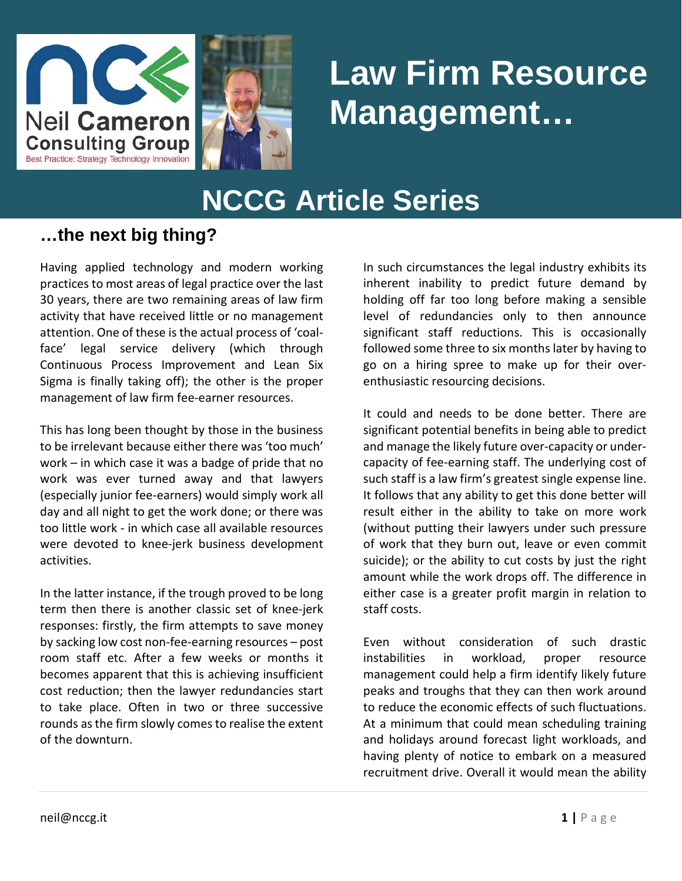# Law Firm Resource Management…

## NCCG Article Series

### …the next big thing?

Having applied technology and modern working practices to most areas of legal practice over the last 30 years, there are two remaining areas of law firm activity that have received little or no management attention. One of these is the actual process of 'coal-face' legal service delivery (which through Continuous Process Improvement and Lean Six Sigma is finally taking off); the other is the proper management of law firm fee-earner resources.

This has long been thought by those in the business to be irrelevant because either there was 'too much' work – in which case it was a badge of pride that no work was ever turned away and that lawyers (especially junior fee-earners) would simply work all day and all night to get the work done; or there was too little work - in which case all available resources were devoted to knee-jerk business development activities.

In the latter instance, if the trough proved to be long term then there is another classic set of knee-jerk responses: firstly, the firm attempts to save money by sacking low cost non-fee-earning resources – post room staff etc. After a few weeks or months it becomes apparent that this is achieving insufficient cost reduction; then the lawyer redundancies start to take place. Often in two or three successive rounds as the firm slowly comes to realise the extent of the downturn.

In such circumstances the legal industry exhibits its inherent inability to predict future demand by holding off far too long before making a sensible level of redundancies only to then announce significant staff reductions. This is occasionally followed some three to six months later by having to go on a hiring spree to make up for their over-enthusiastic resourcing decisions.

It could and needs to be done better. There are significant potential benefits in being able to predict and manage the likely future over-capacity or under-capacity of fee-earning staff. The underlying cost of such staff is a law firm's greatest single expense line. It follows that any ability to get this done better will result either in the ability to take on more work (without putting their lawyers under such pressure of work that they burn out, leave or even commit suicide); or the ability to cut costs by just the right amount while the work drops off. The difference in either case is a greater profit margin in relation to staff costs.

Even without consideration of such drastic instabilities in workload, proper resource management could help a firm identify likely future peaks and troughs that they can then work around to reduce the economic effects of such fluctuations. At a minimum that could mean scheduling training and holidays around forecast light workloads, and having plenty of notice to embark on a measured recruitment drive. Overall it would mean the ability

neil@nccg.it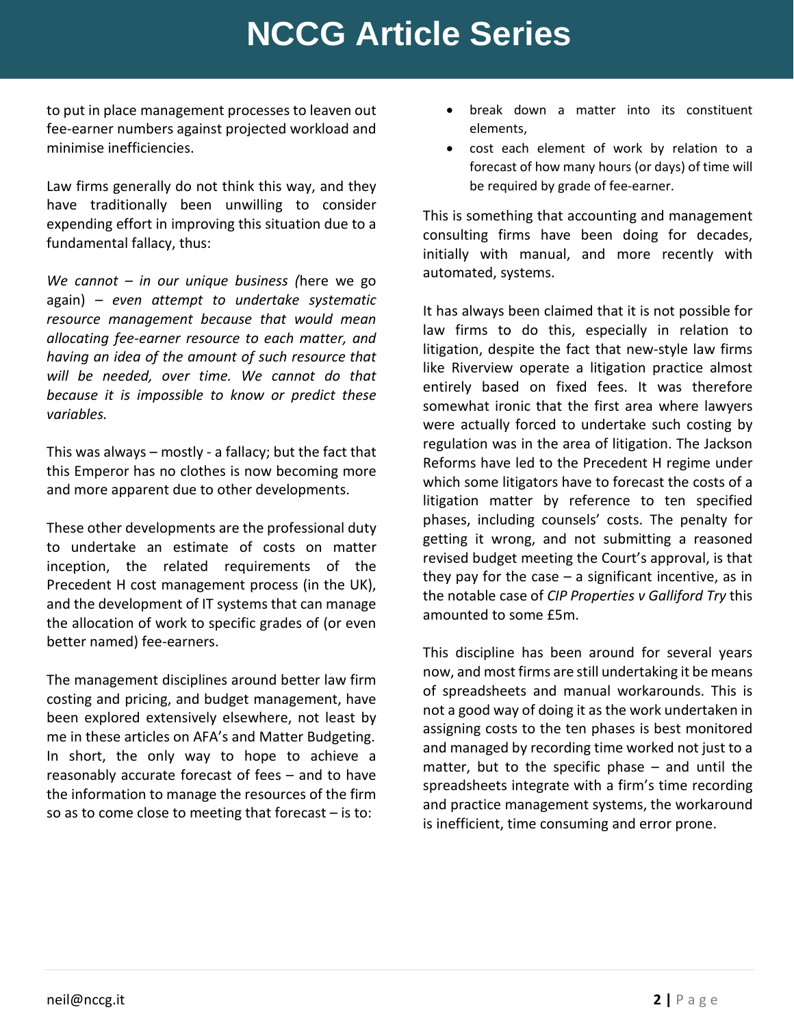to put in place management processes to leaven out fee-earner numbers against projected workload and minimise inefficiencies.

Law firms generally do not think this way, and they have traditionally been unwilling to consider expending effort in improving this situation due to a fundamental fallacy, thus:

*We cannot – in our unique business (*here we go again) *– even attempt to undertake systematic resource management because that would mean allocating fee-earner resource to each matter, and having an idea of the amount of such resource that will be needed, over time. We cannot do that because it is impossible to know or predict these variables.*

This was always – mostly - a fallacy; but the fact that this Emperor has no clothes is now becoming more and more apparent due to other developments.

These other developments are the professional duty to undertake an estimate of costs on matter inception, the related requirements of the Precedent H cost management process (in the UK), and the development of IT systems that can manage the allocation of work to specific grades of (or even better named) fee-earners.

The management disciplines around better law firm costing and pricing, and budget management, have been explored extensively elsewhere, not least by me in these articles on AFA's and Matter Budgeting. In short, the only way to hope to achieve a reasonably accurate forecast of fees – and to have the information to manage the resources of the firm so as to come close to meeting that forecast – is to:

- break down a matter into its constituent elements,
- cost each element of work by relation to a forecast of how many hours (or days) of time will be required by grade of fee-earner.

This is something that accounting and management consulting firms have been doing for decades, initially with manual, and more recently with automated, systems.

It has always been claimed that it is not possible for law firms to do this, especially in relation to litigation, despite the fact that new-style law firms like Riverview operate a litigation practice almost entirely based on fixed fees. It was therefore somewhat ironic that the first area where lawyers were actually forced to undertake such costing by regulation was in the area of litigation. The Jackson Reforms have led to the Precedent H regime under which some litigators have to forecast the costs of a litigation matter by reference to ten specified phases, including counsels' costs. The penalty for getting it wrong, and not submitting a reasoned revised budget meeting the Court's approval, is that they pay for the case – a significant incentive, as in the notable case of *CIP Properties v Galliford Try* this amounted to some £5m.

This discipline has been around for several years now, and most firms are still undertaking it be means of spreadsheets and manual workarounds. This is not a good way of doing it as the work undertaken in assigning costs to the ten phases is best monitored and managed by recording time worked not just to a matter, but to the specific phase – and until the spreadsheets integrate with a firm's time recording and practice management systems, the workaround is inefficient, time consuming and error prone.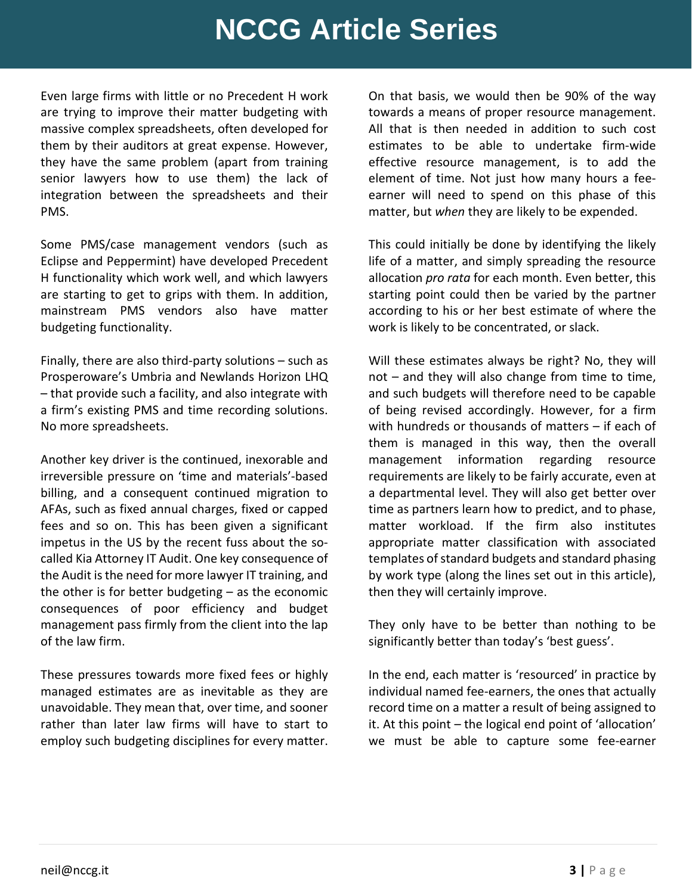Even large firms with little or no Precedent H work are trying to improve their matter budgeting with massive complex spreadsheets, often developed for them by their auditors at great expense. However, they have the same problem (apart from training senior lawyers how to use them) the lack of integration between the spreadsheets and their PMS.

Some PMS/case management vendors (such as Eclipse and Peppermint) have developed Precedent H functionality which work well, and which lawyers are starting to get to grips with them. In addition, mainstream PMS vendors also have matter budgeting functionality.

Finally, there are also third-party solutions – such as Prosperoware's Umbria and Newlands Horizon LHQ – that provide such a facility, and also integrate with a firm's existing PMS and time recording solutions. No more spreadsheets.

Another key driver is the continued, inexorable and irreversible pressure on 'time and materials'-based billing, and a consequent continued migration to AFAs, such as fixed annual charges, fixed or capped fees and so on. This has been given a significant impetus in the US by the recent fuss about the so-called Kia Attorney IT Audit. One key consequence of the Audit is the need for more lawyer IT training, and the other is for better budgeting – as the economic consequences of poor efficiency and budget management pass firmly from the client into the lap of the law firm.

These pressures towards more fixed fees or highly managed estimates are as inevitable as they are unavoidable. They mean that, over time, and sooner rather than later law firms will have to start to employ such budgeting disciplines for every matter.

On that basis, we would then be 90% of the way towards a means of proper resource management. All that is then needed in addition to such cost estimates to be able to undertake firm-wide effective resource management, is to add the element of time. Not just how many hours a fee-earner will need to spend on this phase of this matter, but *when* they are likely to be expended.

This could initially be done by identifying the likely life of a matter, and simply spreading the resource allocation *pro rata* for each month. Even better, this starting point could then be varied by the partner according to his or her best estimate of where the work is likely to be concentrated, or slack.

Will these estimates always be right? No, they will not – and they will also change from time to time, and such budgets will therefore need to be capable of being revised accordingly. However, for a firm with hundreds or thousands of matters – if each of them is managed in this way, then the overall management information regarding resource requirements are likely to be fairly accurate, even at a departmental level. They will also get better over time as partners learn how to predict, and to phase, matter workload. If the firm also institutes appropriate matter classification with associated templates of standard budgets and standard phasing by work type (along the lines set out in this article), then they will certainly improve.

They only have to be better than nothing to be significantly better than today's 'best guess'.

In the end, each matter is 'resourced' in practice by individual named fee-earners, the ones that actually record time on a matter a result of being assigned to it. At this point – the logical end point of 'allocation' we must be able to capture some fee-earner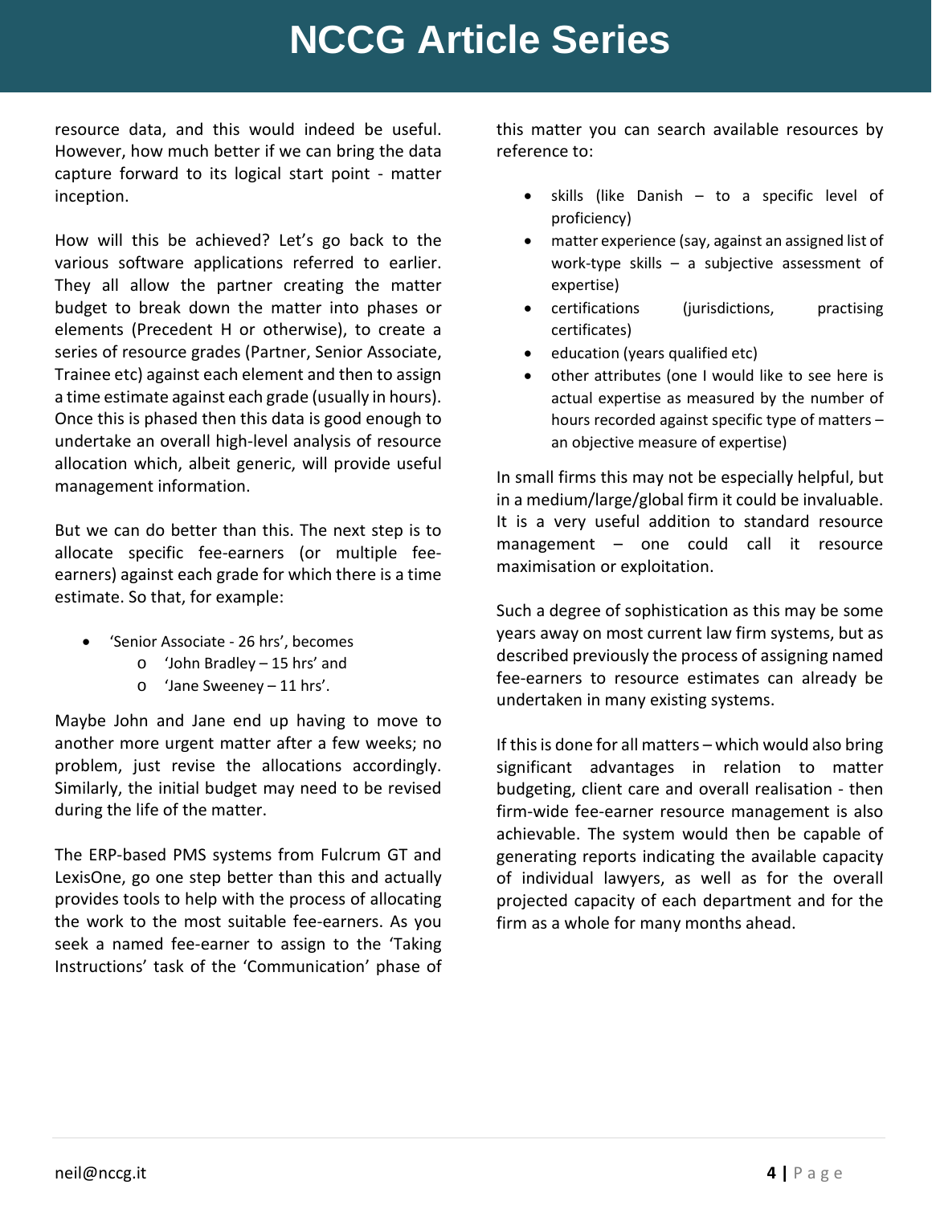resource data, and this would indeed be useful. However, how much better if we can bring the data capture forward to its logical start point - matter inception.

How will this be achieved? Let's go back to the various software applications referred to earlier. They all allow the partner creating the matter budget to break down the matter into phases or elements (Precedent H or otherwise), to create a series of resource grades (Partner, Senior Associate, Trainee etc) against each element and then to assign a time estimate against each grade (usually in hours). Once this is phased then this data is good enough to undertake an overall high-level analysis of resource allocation which, albeit generic, will provide useful management information.

But we can do better than this. The next step is to allocate specific fee-earners (or multiple fee-earners) against each grade for which there is a time estimate. So that, for example:

- 'Senior Associate - 26 hrs', becomes
  - 'John Bradley – 15 hrs' and
  - 'Jane Sweeney – 11 hrs'.

Maybe John and Jane end up having to move to another more urgent matter after a few weeks; no problem, just revise the allocations accordingly. Similarly, the initial budget may need to be revised during the life of the matter.

The ERP-based PMS systems from Fulcrum GT and LexisOne, go one step better than this and actually provides tools to help with the process of allocating the work to the most suitable fee-earners. As you seek a named fee-earner to assign to the 'Taking Instructions' task of the 'Communication' phase of this matter you can search available resources by reference to:

- skills (like Danish – to a specific level of proficiency)
- matter experience (say, against an assigned list of work-type skills – a subjective assessment of expertise)
- certifications (jurisdictions, practising certificates)
- education (years qualified etc)
- other attributes (one I would like to see here is actual expertise as measured by the number of hours recorded against specific type of matters – an objective measure of expertise)

In small firms this may not be especially helpful, but in a medium/large/global firm it could be invaluable. It is a very useful addition to standard resource management – one could call it resource maximisation or exploitation.

Such a degree of sophistication as this may be some years away on most current law firm systems, but as described previously the process of assigning named fee-earners to resource estimates can already be undertaken in many existing systems.

If this is done for all matters – which would also bring significant advantages in relation to matter budgeting, client care and overall realisation - then firm-wide fee-earner resource management is also achievable. The system would then be capable of generating reports indicating the available capacity of individual lawyers, as well as for the overall projected capacity of each department and for the firm as a whole for many months ahead.